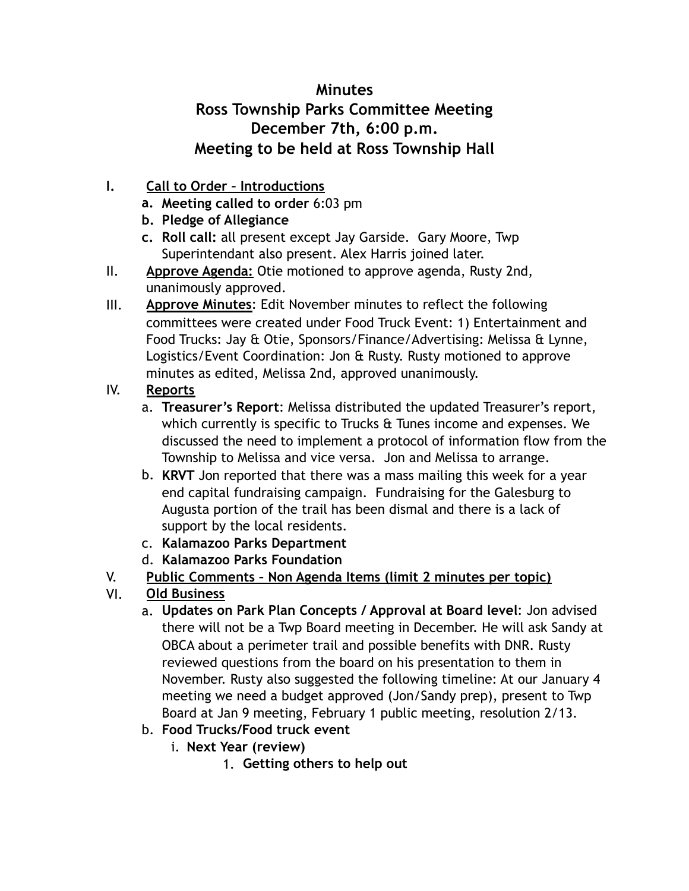# Minutes
# Ross Township Parks Committee Meeting
# December 7th, 6:00 p.m.
# Meeting to be held at Ross Township Hall

I. **Call to Order – Introductions**
   a. **Meeting called to order** 6:03 pm
   b. **Pledge of Allegiance**
   c. **Roll call:** all present except Jay Garside. Gary Moore, Twp Superintendant also present. Alex Harris joined later.

II. **Approve Agenda:** Otie motioned to approve agenda, Rusty 2nd, unanimously approved.

III. **Approve Minutes**: Edit November minutes to reflect the following committees were created under Food Truck Event: 1) Entertainment and Food Trucks: Jay & Otie, Sponsors/Finance/Advertising: Melissa & Lynne, Logistics/Event Coordination: Jon & Rusty. Rusty motioned to approve minutes as edited, Melissa 2nd, approved unanimously.

IV. **Reports**
   a. **Treasurer's Report**: Melissa distributed the updated Treasurer's report, which currently is specific to Trucks & Tunes income and expenses. We discussed the need to implement a protocol of information flow from the Township to Melissa and vice versa. Jon and Melissa to arrange.
   b. **KRVT** Jon reported that there was a mass mailing this week for a year end capital fundraising campaign. Fundraising for the Galesburg to Augusta portion of the trail has been dismal and there is a lack of support by the local residents.
   c. **Kalamazoo Parks Department**
   d. **Kalamazoo Parks Foundation**

V. **Public Comments – Non Agenda Items (limit 2 minutes per topic)**

VI. **Old Business**
   a. **Updates on Park Plan Concepts / Approval at Board level**: Jon advised there will not be a Twp Board meeting in December. He will ask Sandy at OBCA about a perimeter trail and possible benefits with DNR. Rusty reviewed questions from the board on his presentation to them in November. Rusty also suggested the following timeline: At our January 4 meeting we need a budget approved (Jon/Sandy prep), present to Twp Board at Jan 9 meeting, February 1 public meeting, resolution 2/13.
   b. **Food Trucks/Food truck event**
      i. **Next Year (review)**
         1. **Getting others to help out**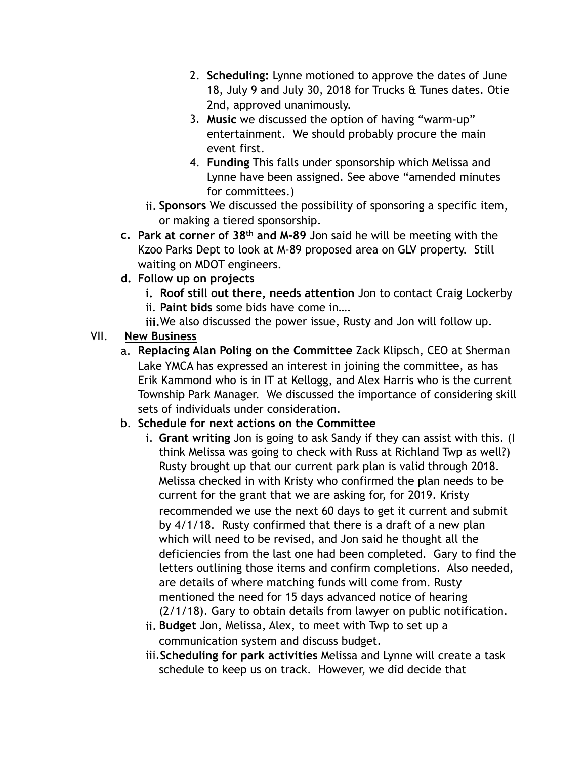2. **Scheduling:** Lynne motioned to approve the dates of June 18, July 9 and July 30, 2018 for Trucks & Tunes dates. Otie 2nd, approved unanimously.
3. **Music** we discussed the option of having "warm-up" entertainment. We should probably procure the main event first.
4. **Funding** This falls under sponsorship which Melissa and Lynne have been assigned. See above "amended minutes for committees.)

ii. **Sponsors** We discussed the possibility of sponsoring a specific item, or making a tiered sponsorship.

c. **Park at corner of 38th and M-89** Jon said he will be meeting with the Kzoo Parks Dept to look at M-89 proposed area on GLV property. Still waiting on MDOT engineers.

d. **Follow up on projects**

i. **Roof still out there, needs attention** Jon to contact Craig Lockerby

ii. **Paint bids** some bids have come in….

iii. We also discussed the power issue, Rusty and Jon will follow up.

VII. **New Business**

a. **Replacing Alan Poling on the Committee** Zack Klipsch, CEO at Sherman Lake YMCA has expressed an interest in joining the committee, as has Erik Kammond who is in IT at Kellogg, and Alex Harris who is the current Township Park Manager. We discussed the importance of considering skill sets of individuals under consideration.

b. **Schedule for next actions on the Committee**

i. **Grant writing** Jon is going to ask Sandy if they can assist with this. (I think Melissa was going to check with Russ at Richland Twp as well?) Rusty brought up that our current park plan is valid through 2018. Melissa checked in with Kristy who confirmed the plan needs to be current for the grant that we are asking for, for 2019. Kristy recommended we use the next 60 days to get it current and submit by 4/1/18. Rusty confirmed that there is a draft of a new plan which will need to be revised, and Jon said he thought all the deficiencies from the last one had been completed. Gary to find the letters outlining those items and confirm completions. Also needed, are details of where matching funds will come from. Rusty mentioned the need for 15 days advanced notice of hearing (2/1/18). Gary to obtain details from lawyer on public notification.

ii. **Budget** Jon, Melissa, Alex, to meet with Twp to set up a communication system and discuss budget.

iii. **Scheduling for park activities** Melissa and Lynne will create a task schedule to keep us on track. However, we did decide that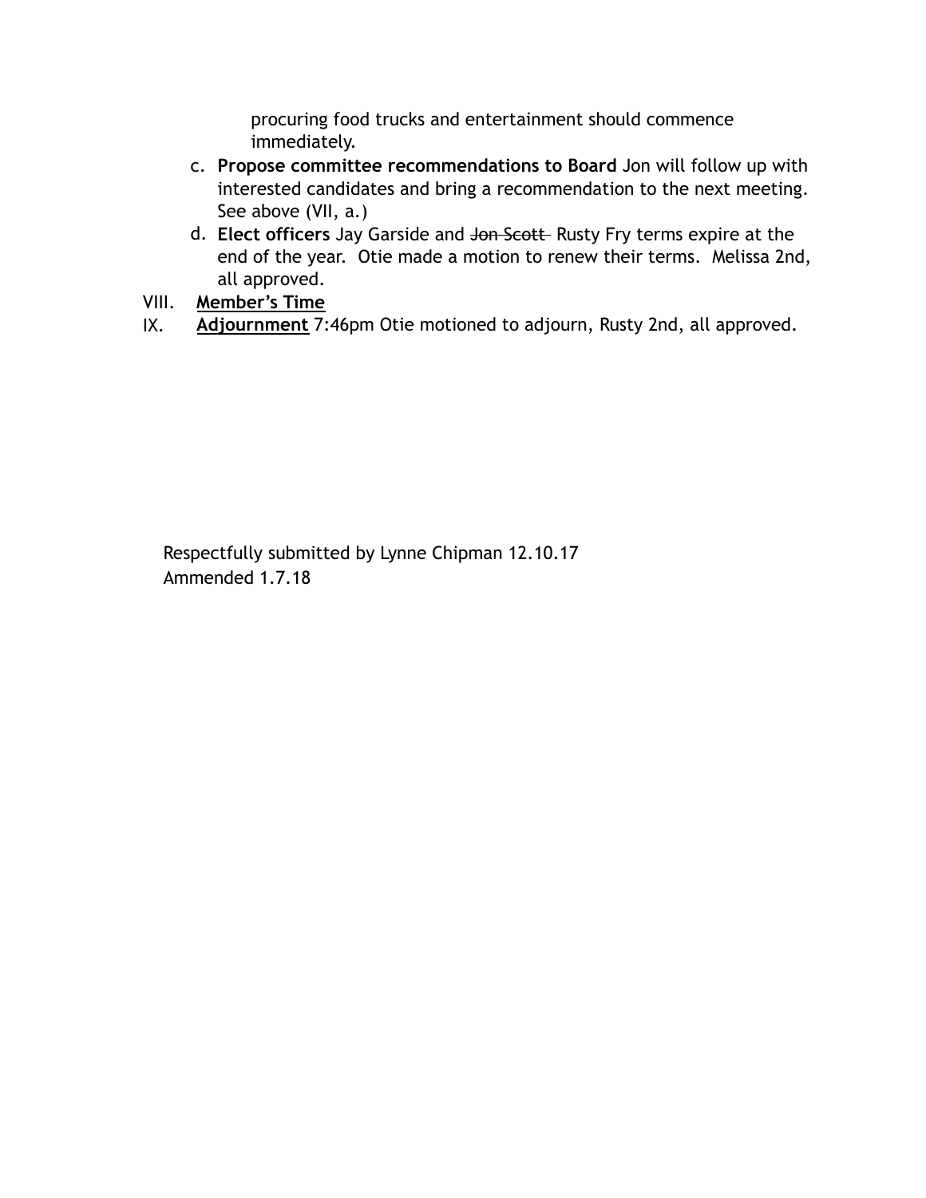procuring food trucks and entertainment should commence immediately.

c. **Propose committee recommendations to Board** Jon will follow up with interested candidates and bring a recommendation to the next meeting. See above (VII, a.)

d. **Elect officers** Jay Garside and ~~Jon Scott~~ Rusty Fry terms expire at the end of the year. Otie made a motion to renew their terms. Melissa 2nd, all approved.

VIII. <u>**Member's Time**</u>

IX. <u>**Adjournment**</u> 7:46pm Otie motioned to adjourn, Rusty 2nd, all approved.

Respectfully submitted by Lynne Chipman 12.10.17
Ammended 1.7.18